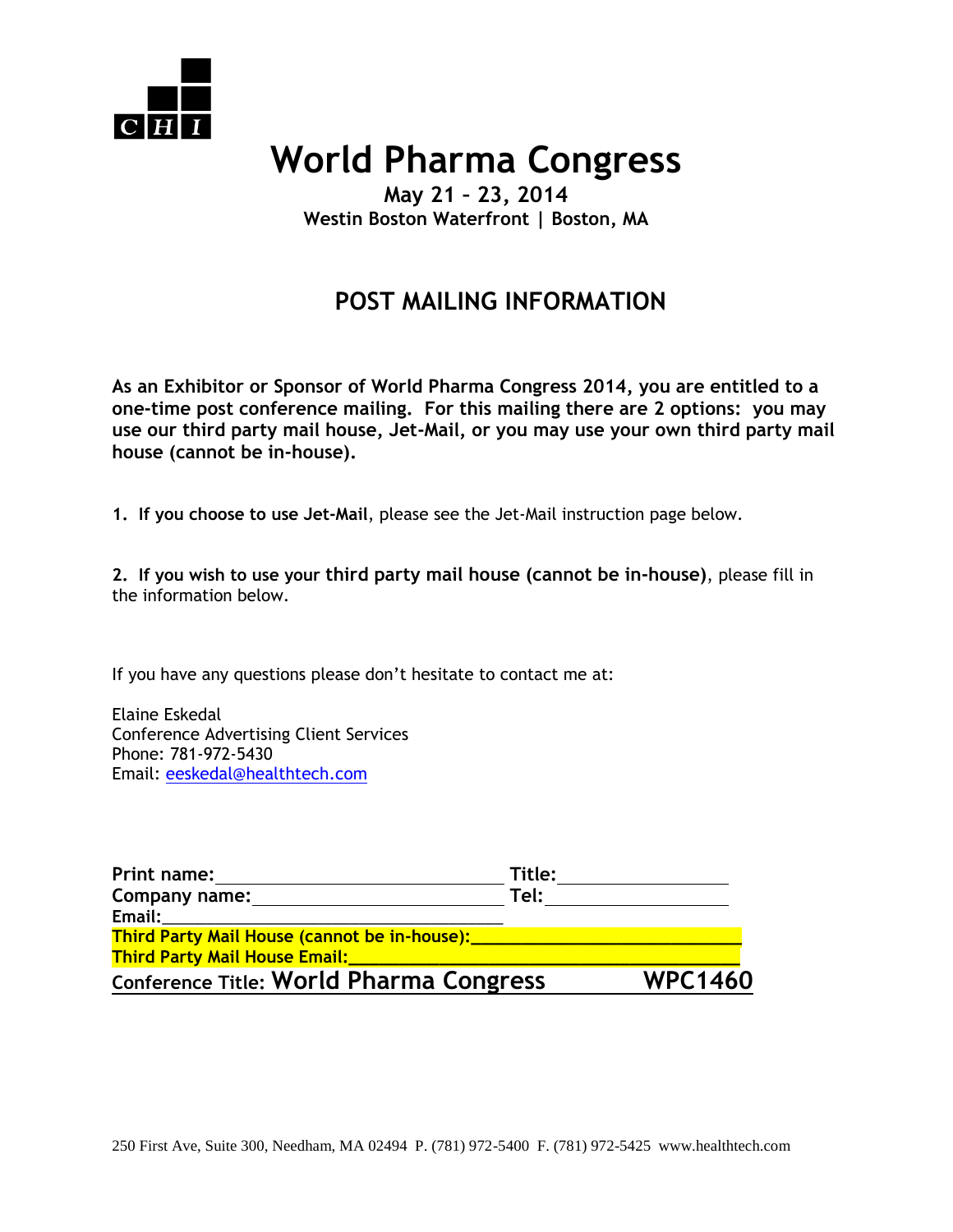# World Pharma Congress

**May 21 – 23, 2014**
**Westin Boston Waterfront | Boston, MA**

## POST MAILING INFORMATION

**As an Exhibitor or Sponsor of World Pharma Congress 2014, you are entitled to a one-time post conference mailing. For this mailing there are 2 options: you may use our third party mail house, Jet-Mail, or you may use your own third party mail house (cannot be in-house).**

**1. If you choose to use Jet-Mail**, please see the Jet-Mail instruction page below.

**2. If you wish to use your third party mail house (cannot be in-house)**, please fill in the information below.

If you have any questions please don't hesitate to contact me at:

Elaine Eskedal
Conference Advertising Client Services
Phone: 781-972-5430
Email: eeskedal@healthtech.com

**Print name:**______________________________ **Title:**________________
**Company name:**__________________________ **Tel:**__________________
**Email:**__________________________________
**Third Party Mail House (cannot be in-house):**__________________________
**Third Party Mail House Email:**_____________________________________
**Conference Title: World Pharma Congress WPC1460**

250 First Ave, Suite 300, Needham, MA 02494 P. (781) 972-5400 F. (781) 972-5425 www.healthtech.com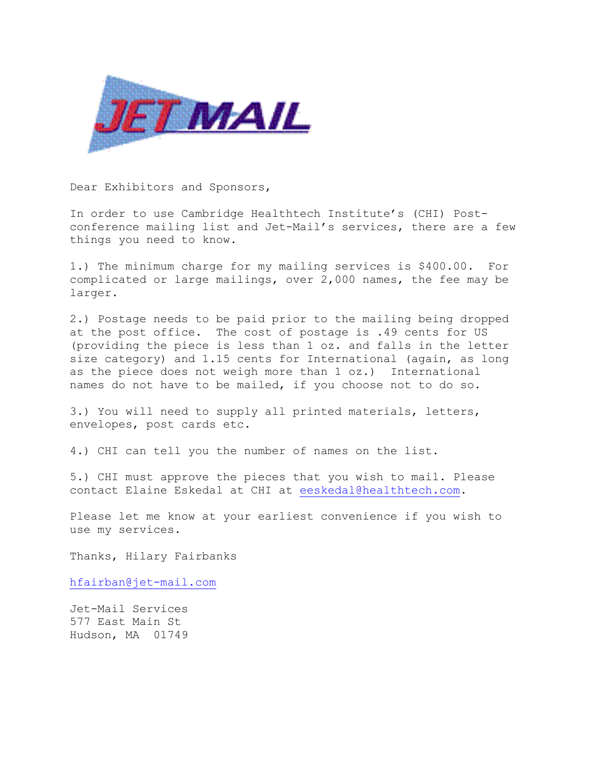JET MAIL

Dear Exhibitors and Sponsors,

In order to use Cambridge Healthtech Institute's (CHI) Post-conference mailing list and Jet-Mail's services, there are a few things you need to know.

1.) The minimum charge for my mailing services is $400.00. For complicated or large mailings, over 2,000 names, the fee may be larger.

2.) Postage needs to be paid prior to the mailing being dropped at the post office. The cost of postage is .49 cents for US (providing the piece is less than 1 oz. and falls in the letter size category) and 1.15 cents for International (again, as long as the piece does not weigh more than 1 oz.) International names do not have to be mailed, if you choose not to do so.

3.) You will need to supply all printed materials, letters, envelopes, post cards etc.

4.) CHI can tell you the number of names on the list.

5.) CHI must approve the pieces that you wish to mail. Please contact Elaine Eskedal at CHI at eeskedal@healthtech.com.

Please let me know at your earliest convenience if you wish to use my services.

Thanks, Hilary Fairbanks

hfairban@jet-mail.com

Jet-Mail Services
577 East Main St
Hudson, MA 01749